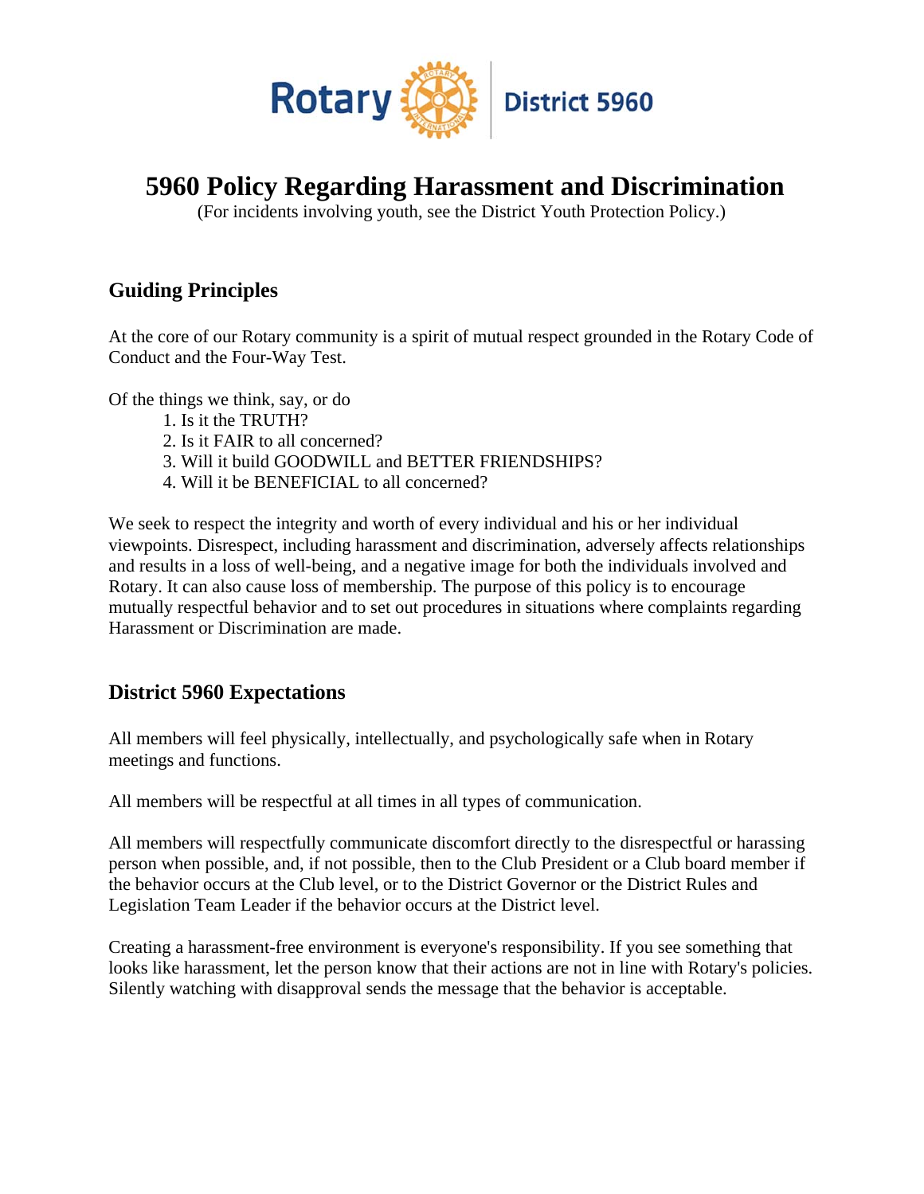Rotary | District 5960

# 5960 Policy Regarding Harassment and Discrimination

(For incidents involving youth, see the District Youth Protection Policy.)

## Guiding Principles

At the core of our Rotary community is a spirit of mutual respect grounded in the Rotary Code of Conduct and the Four-Way Test.

Of the things we think, say, or do

1. Is it the TRUTH?
2. Is it FAIR to all concerned?
3. Will it build GOODWILL and BETTER FRIENDSHIPS?
4. Will it be BENEFICIAL to all concerned?

We seek to respect the integrity and worth of every individual and his or her individual viewpoints. Disrespect, including harassment and discrimination, adversely affects relationships and results in a loss of well-being, and a negative image for both the individuals involved and Rotary. It can also cause loss of membership. The purpose of this policy is to encourage mutually respectful behavior and to set out procedures in situations where complaints regarding Harassment or Discrimination are made.

## District 5960 Expectations

All members will feel physically, intellectually, and psychologically safe when in Rotary meetings and functions.

All members will be respectful at all times in all types of communication.

All members will respectfully communicate discomfort directly to the disrespectful or harassing person when possible, and, if not possible, then to the Club President or a Club board member if the behavior occurs at the Club level, or to the District Governor or the District Rules and Legislation Team Leader if the behavior occurs at the District level.

Creating a harassment-free environment is everyone's responsibility. If you see something that looks like harassment, let the person know that their actions are not in line with Rotary's policies. Silently watching with disapproval sends the message that the behavior is acceptable.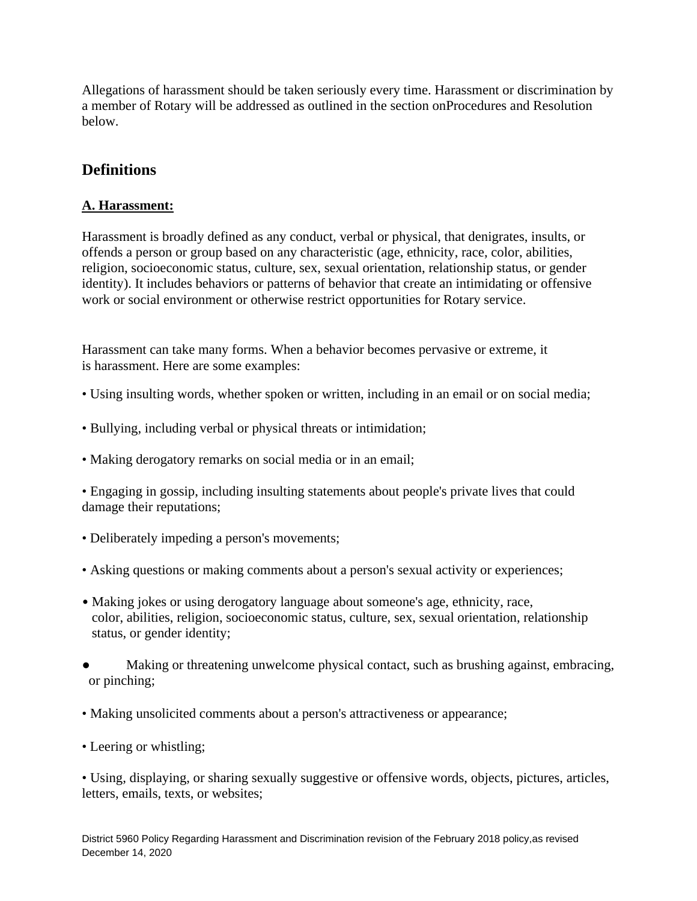Allegations of harassment should be taken seriously every time. Harassment or discrimination by a member of Rotary will be addressed as outlined in the section onProcedures and Resolution below.

## Definitions

**A. Harassment:**

Harassment is broadly defined as any conduct, verbal or physical, that denigrates, insults, or offends a person or group based on any characteristic (age, ethnicity, race, color, abilities, religion, socioeconomic status, culture, sex, sexual orientation, relationship status, or gender identity). It includes behaviors or patterns of behavior that create an intimidating or offensive work or social environment or otherwise restrict opportunities for Rotary service.

Harassment can take many forms. When a behavior becomes pervasive or extreme, it is harassment. Here are some examples:

- Using insulting words, whether spoken or written, including in an email or on social media;
- Bullying, including verbal or physical threats or intimidation;
- Making derogatory remarks on social media or in an email;
- Engaging in gossip, including insulting statements about people's private lives that could damage their reputations;
- Deliberately impeding a person's movements;
- Asking questions or making comments about a person's sexual activity or experiences;
- Making jokes or using derogatory language about someone's age, ethnicity, race, color, abilities, religion, socioeconomic status, culture, sex, sexual orientation, relationship status, or gender identity;
- Making or threatening unwelcome physical contact, such as brushing against, embracing, or pinching;
- Making unsolicited comments about a person's attractiveness or appearance;
- Leering or whistling;
- Using, displaying, or sharing sexually suggestive or offensive words, objects, pictures, articles, letters, emails, texts, or websites;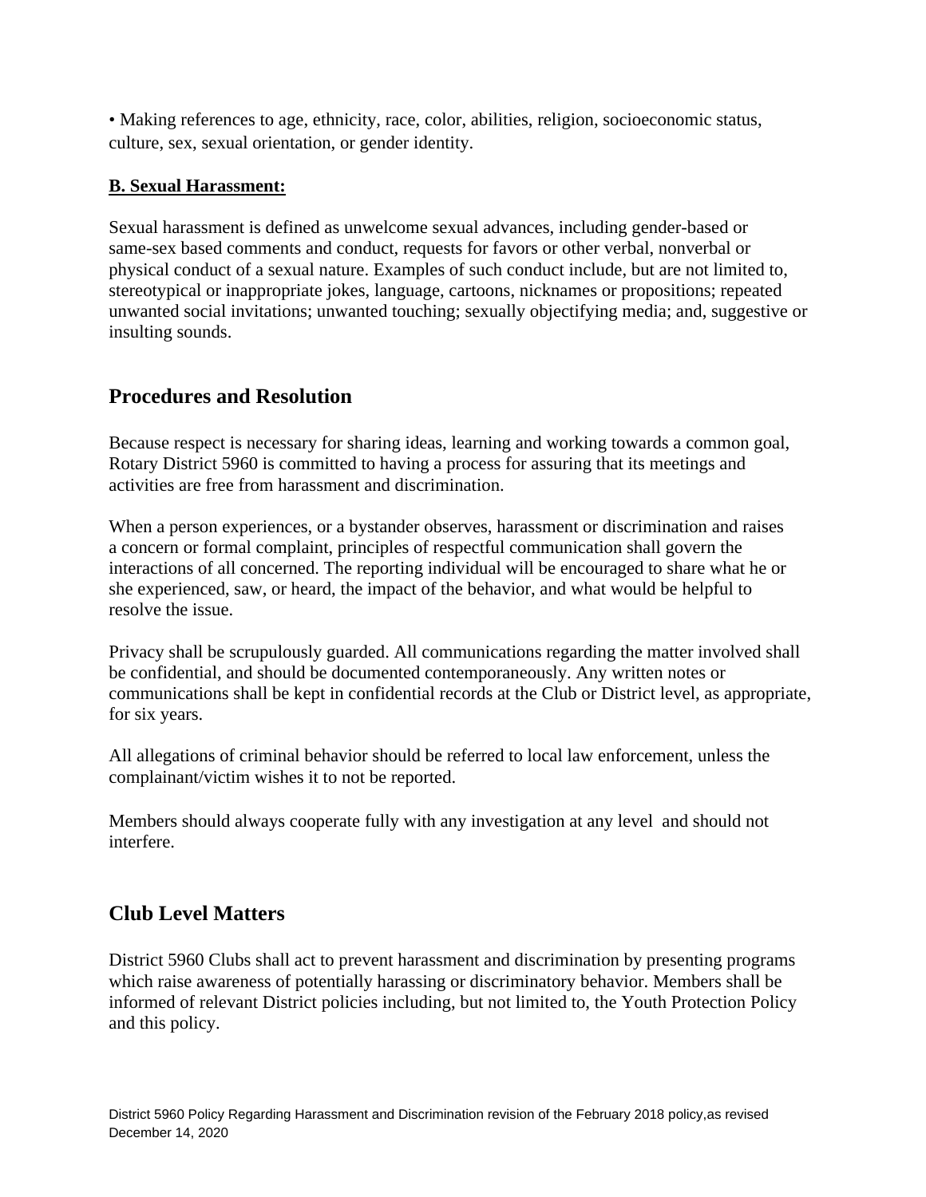- Making references to age, ethnicity, race, color, abilities, religion, socioeconomic status, culture, sex, sexual orientation, or gender identity.

**B. Sexual Harassment:**

Sexual harassment is defined as unwelcome sexual advances, including gender-based or same-sex based comments and conduct, requests for favors or other verbal, nonverbal or physical conduct of a sexual nature. Examples of such conduct include, but are not limited to, stereotypical or inappropriate jokes, language, cartoons, nicknames or propositions; repeated unwanted social invitations; unwanted touching; sexually objectifying media; and, suggestive or insulting sounds.

## Procedures and Resolution

Because respect is necessary for sharing ideas, learning and working towards a common goal, Rotary District 5960 is committed to having a process for assuring that its meetings and activities are free from harassment and discrimination.

When a person experiences, or a bystander observes, harassment or discrimination and raises a concern or formal complaint, principles of respectful communication shall govern the interactions of all concerned. The reporting individual will be encouraged to share what he or she experienced, saw, or heard, the impact of the behavior, and what would be helpful to resolve the issue.

Privacy shall be scrupulously guarded. All communications regarding the matter involved shall be confidential, and should be documented contemporaneously. Any written notes or communications shall be kept in confidential records at the Club or District level, as appropriate, for six years.

All allegations of criminal behavior should be referred to local law enforcement, unless the complainant/victim wishes it to not be reported.

Members should always cooperate fully with any investigation at any level and should not interfere.

## Club Level Matters

District 5960 Clubs shall act to prevent harassment and discrimination by presenting programs which raise awareness of potentially harassing or discriminatory behavior. Members shall be informed of relevant District policies including, but not limited to, the Youth Protection Policy and this policy.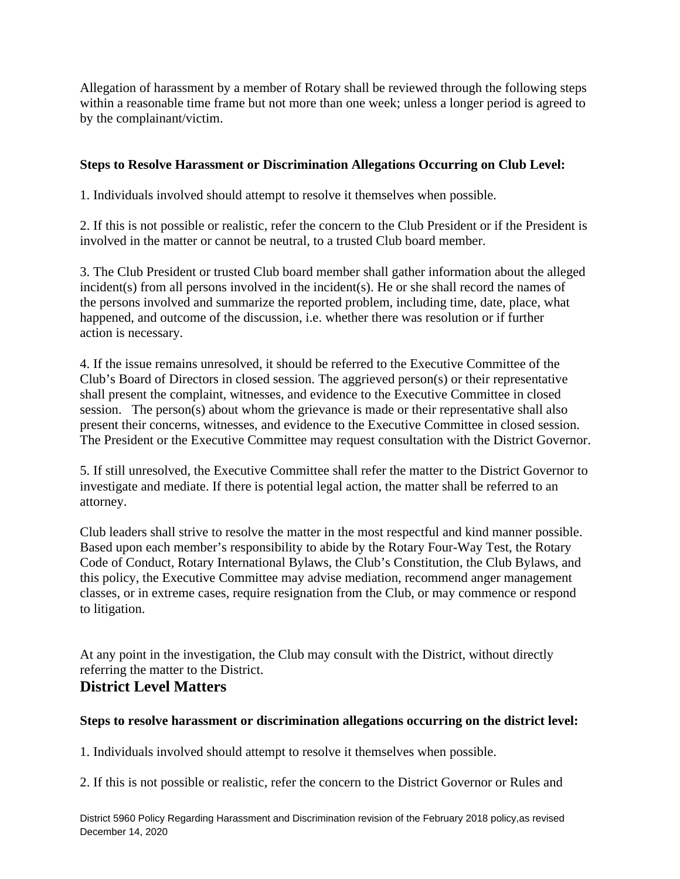Allegation of harassment by a member of Rotary shall be reviewed through the following steps within a reasonable time frame but not more than one week; unless a longer period is agreed to by the complainant/victim.

**Steps to Resolve Harassment or Discrimination Allegations Occurring on Club Level:**

1. Individuals involved should attempt to resolve it themselves when possible.

2. If this is not possible or realistic, refer the concern to the Club President or if the President is involved in the matter or cannot be neutral, to a trusted Club board member.

3. The Club President or trusted Club board member shall gather information about the alleged incident(s) from all persons involved in the incident(s). He or she shall record the names of the persons involved and summarize the reported problem, including time, date, place, what happened, and outcome of the discussion, i.e. whether there was resolution or if further action is necessary.

4. If the issue remains unresolved, it should be referred to the Executive Committee of the Club's Board of Directors in closed session. The aggrieved person(s) or their representative shall present the complaint, witnesses, and evidence to the Executive Committee in closed session. The person(s) about whom the grievance is made or their representative shall also present their concerns, witnesses, and evidence to the Executive Committee in closed session. The President or the Executive Committee may request consultation with the District Governor.

5. If still unresolved, the Executive Committee shall refer the matter to the District Governor to investigate and mediate. If there is potential legal action, the matter shall be referred to an attorney.

Club leaders shall strive to resolve the matter in the most respectful and kind manner possible. Based upon each member's responsibility to abide by the Rotary Four-Way Test, the Rotary Code of Conduct, Rotary International Bylaws, the Club's Constitution, the Club Bylaws, and this policy, the Executive Committee may advise mediation, recommend anger management classes, or in extreme cases, require resignation from the Club, or may commence or respond to litigation.

At any point in the investigation, the Club may consult with the District, without directly referring the matter to the District.

## District Level Matters

**Steps to resolve harassment or discrimination allegations occurring on the district level:**

1. Individuals involved should attempt to resolve it themselves when possible.

2. If this is not possible or realistic, refer the concern to the District Governor or Rules and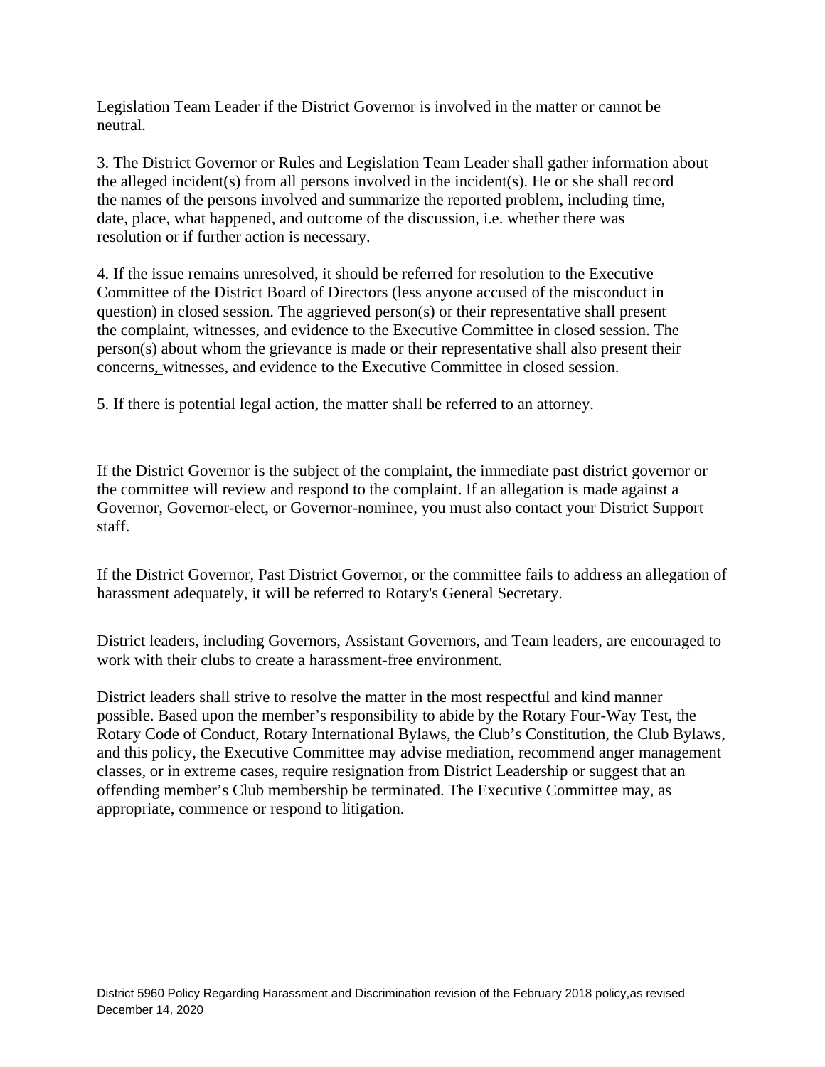Legislation Team Leader if the District Governor is involved in the matter or cannot be neutral.

3. The District Governor or Rules and Legislation Team Leader shall gather information about the alleged incident(s) from all persons involved in the incident(s). He or she shall record the names of the persons involved and summarize the reported problem, including time, date, place, what happened, and outcome of the discussion, i.e. whether there was resolution or if further action is necessary.

4. If the issue remains unresolved, it should be referred for resolution to the Executive Committee of the District Board of Directors (less anyone accused of the misconduct in question) in closed session. The aggrieved person(s) or their representative shall present the complaint, witnesses, and evidence to the Executive Committee in closed session. The person(s) about whom the grievance is made or their representative shall also present their concerns, witnesses, and evidence to the Executive Committee in closed session.

5. If there is potential legal action, the matter shall be referred to an attorney.

If the District Governor is the subject of the complaint, the immediate past district governor or the committee will review and respond to the complaint. If an allegation is made against a Governor, Governor-elect, or Governor-nominee, you must also contact your District Support staff.

If the District Governor, Past District Governor, or the committee fails to address an allegation of harassment adequately, it will be referred to Rotary's General Secretary.

District leaders, including Governors, Assistant Governors, and Team leaders, are encouraged to work with their clubs to create a harassment-free environment.

District leaders shall strive to resolve the matter in the most respectful and kind manner possible. Based upon the member's responsibility to abide by the Rotary Four-Way Test, the Rotary Code of Conduct, Rotary International Bylaws, the Club's Constitution, the Club Bylaws, and this policy, the Executive Committee may advise mediation, recommend anger management classes, or in extreme cases, require resignation from District Leadership or suggest that an offending member's Club membership be terminated. The Executive Committee may, as appropriate, commence or respond to litigation.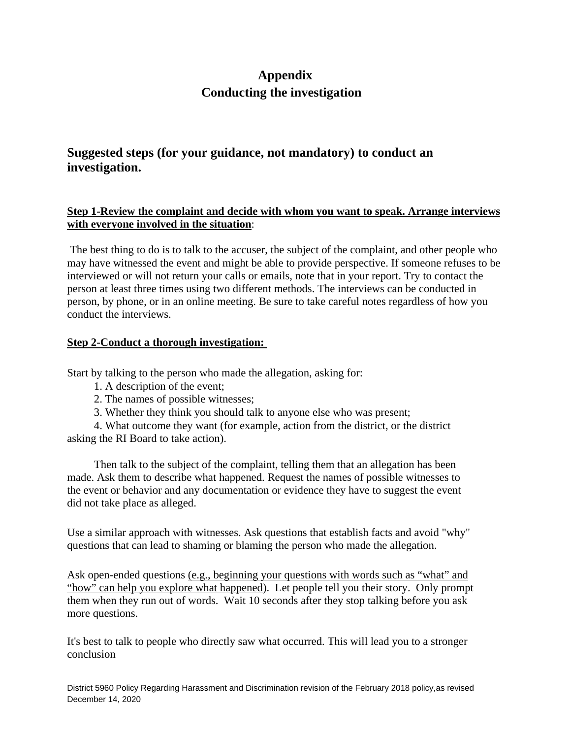# Appendix
# Conducting the investigation

## Suggested steps (for your guidance, not mandatory) to conduct an investigation.

**Step 1-Review the complaint and decide with whom you want to speak. Arrange interviews with everyone involved in the situation**:

The best thing to do is to talk to the accuser, the subject of the complaint, and other people who may have witnessed the event and might be able to provide perspective. If someone refuses to be interviewed or will not return your calls or emails, note that in your report. Try to contact the person at least three times using two different methods. The interviews can be conducted in person, by phone, or in an online meeting. Be sure to take careful notes regardless of how you conduct the interviews.

**Step 2-Conduct a thorough investigation:**

Start by talking to the person who made the allegation, asking for:

1. A description of the event;
2. The names of possible witnesses;
3. Whether they think you should talk to anyone else who was present;
4. What outcome they want (for example, action from the district, or the district asking the RI Board to take action).

Then talk to the subject of the complaint, telling them that an allegation has been made. Ask them to describe what happened. Request the names of possible witnesses to the event or behavior and any documentation or evidence they have to suggest the event did not take place as alleged.

Use a similar approach with witnesses. Ask questions that establish facts and avoid "why" questions that can lead to shaming or blaming the person who made the allegation.

Ask open-ended questions (e.g., beginning your questions with words such as "what" and "how" can help you explore what happened). Let people tell you their story. Only prompt them when they run out of words. Wait 10 seconds after they stop talking before you ask more questions.

It's best to talk to people who directly saw what occurred. This will lead you to a stronger conclusion

District 5960 Policy Regarding Harassment and Discrimination revision of the February 2018 policy,as revised December 14, 2020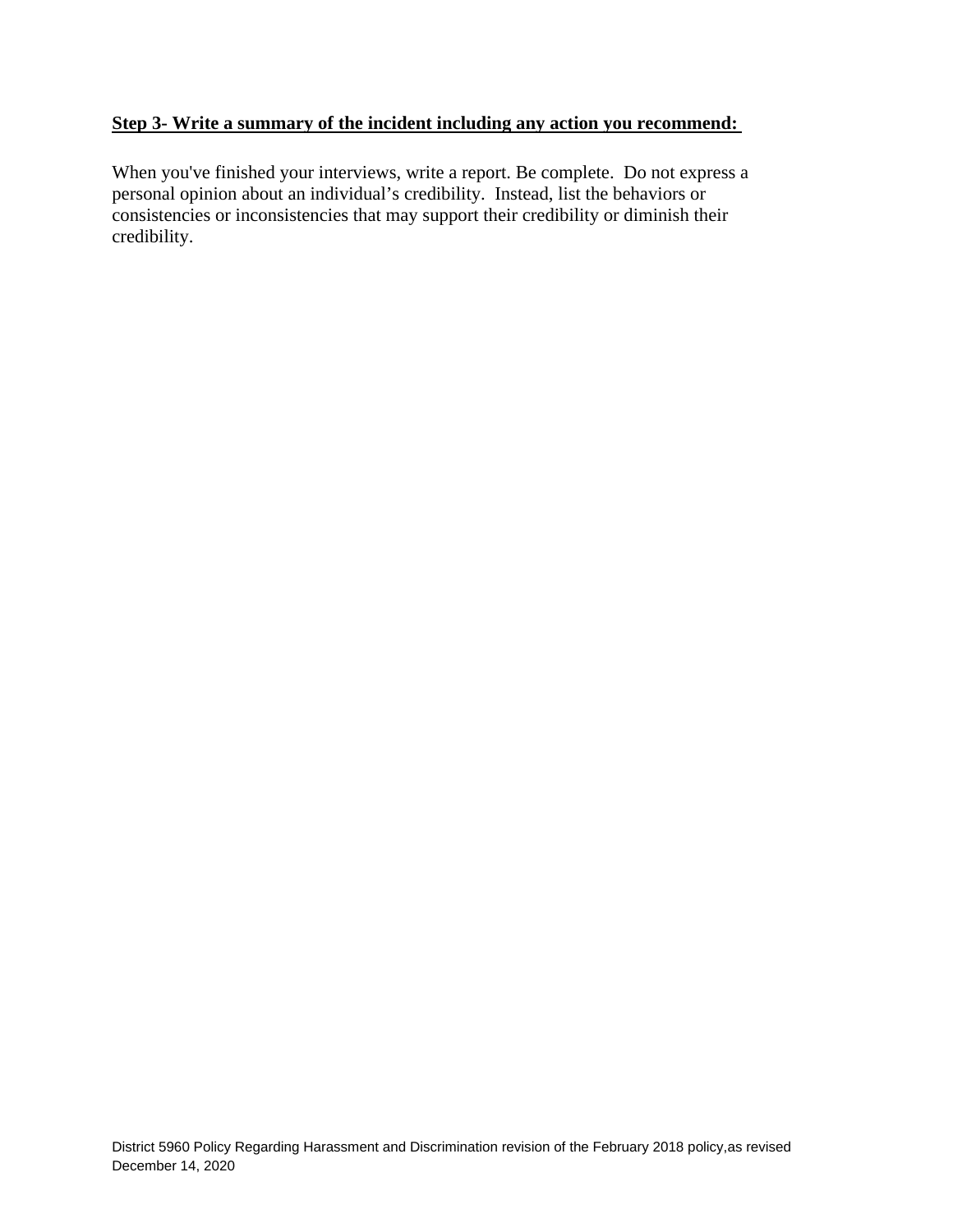**<u>Step 3- Write a summary of the incident including any action you recommend:</u>**

When you've finished your interviews, write a report. Be complete. Do not express a personal opinion about an individual's credibility. Instead, list the behaviors or consistencies or inconsistencies that may support their credibility or diminish their credibility.